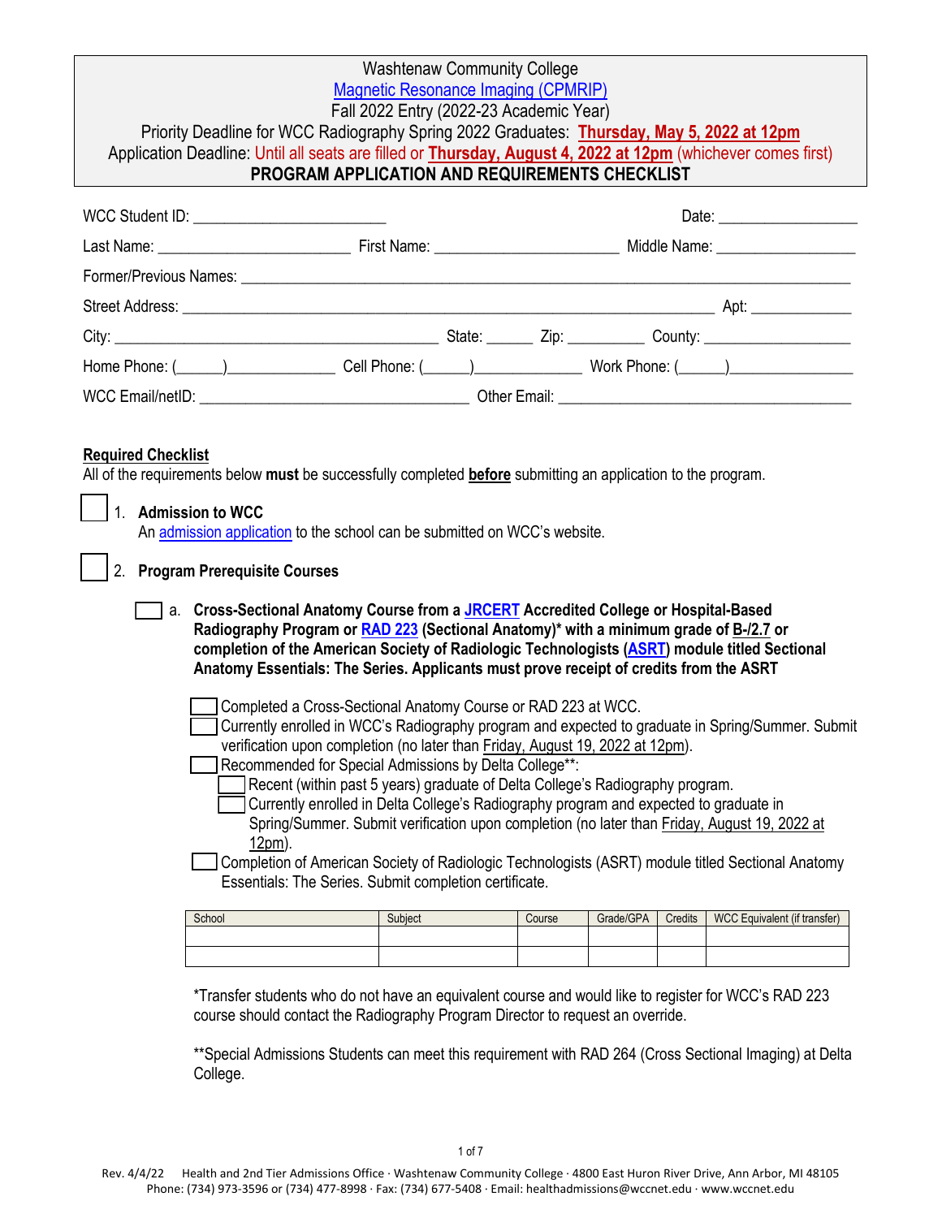Washtenaw Community College

Magnetic Resonance Imaging (CPMRIP)

Fall 2022 Entry (2022-23 Academic Year)

Priority Deadline for WCC Radiography Spring 2022 Graduates: **Thursday, May 5, 2022 at 12pm**

Application Deadline: Until all seats are filled or **Thursday, August 4, 2022 at 12pm** (whichever comes first)

**PROGRAM APPLICATION AND REQUIREMENTS CHECKLIST**

WCC Student ID: ________________________ Date: __________________

Last Name: ________________________ First Name: ______________________ Middle Name: __________________

Former/Previous Names: ______________________________________________________________________________

Street Address: __________________________________________________________________ Apt: _____________

City: ________________________________________ State: ______ Zip: __________ County: ___________________

Home Phone: (______)_____________ Cell Phone: (______)_____________ Work Phone: (______)_______________

WCC Email/netID: __________________________________ Other Email: _____________________________________

**Required Checklist**

All of the requirements below **must** be successfully completed **before** submitting an application to the program.

☐ 1. **Admission to WCC**

An admission application to the school can be submitted on WCC's website.

☐ 2. **Program Prerequisite Courses**

☐ a. **Cross-Sectional Anatomy Course from a JRCERT Accredited College or Hospital-Based Radiography Program or RAD 223 (Sectional Anatomy)* with a minimum grade of B-/2.7 or completion of the American Society of Radiologic Technologists (ASRT) module titled Sectional Anatomy Essentials: The Series. Applicants must prove receipt of credits from the ASRT**

☐ Completed a Cross-Sectional Anatomy Course or RAD 223 at WCC.

☐ Currently enrolled in WCC's Radiography program and expected to graduate in Spring/Summer. Submit verification upon completion (no later than Friday, August 19, 2022 at 12pm).

☐ Recommended for Special Admissions by Delta College**:

☐ Recent (within past 5 years) graduate of Delta College's Radiography program.

☐ Currently enrolled in Delta College's Radiography program and expected to graduate in Spring/Summer. Submit verification upon completion (no later than Friday, August 19, 2022 at 12pm).

☐ Completion of American Society of Radiologic Technologists (ASRT) module titled Sectional Anatomy Essentials: The Series. Submit completion certificate.

| School | Subject | Course | Grade/GPA | Credits | WCC Equivalent (if transfer) |
|---|---|---|---|---|---|
| | | | | | |
| | | | | | |

*Transfer students who do not have an equivalent course and would like to register for WCC's RAD 223 course should contact the Radiography Program Director to request an override.

**Special Admissions Students can meet this requirement with RAD 264 (Cross Sectional Imaging) at Delta College.

Rev. 4/4/22 Health and 2nd Tier Admissions Office · Washtenaw Community College · 4800 East Huron River Drive, Ann Arbor, MI 48105
Phone: (734) 973-3596 or (734) 477-8998 · Fax: (734) 677-5408 · Email: healthadmissions@wccnet.edu · www.wccnet.edu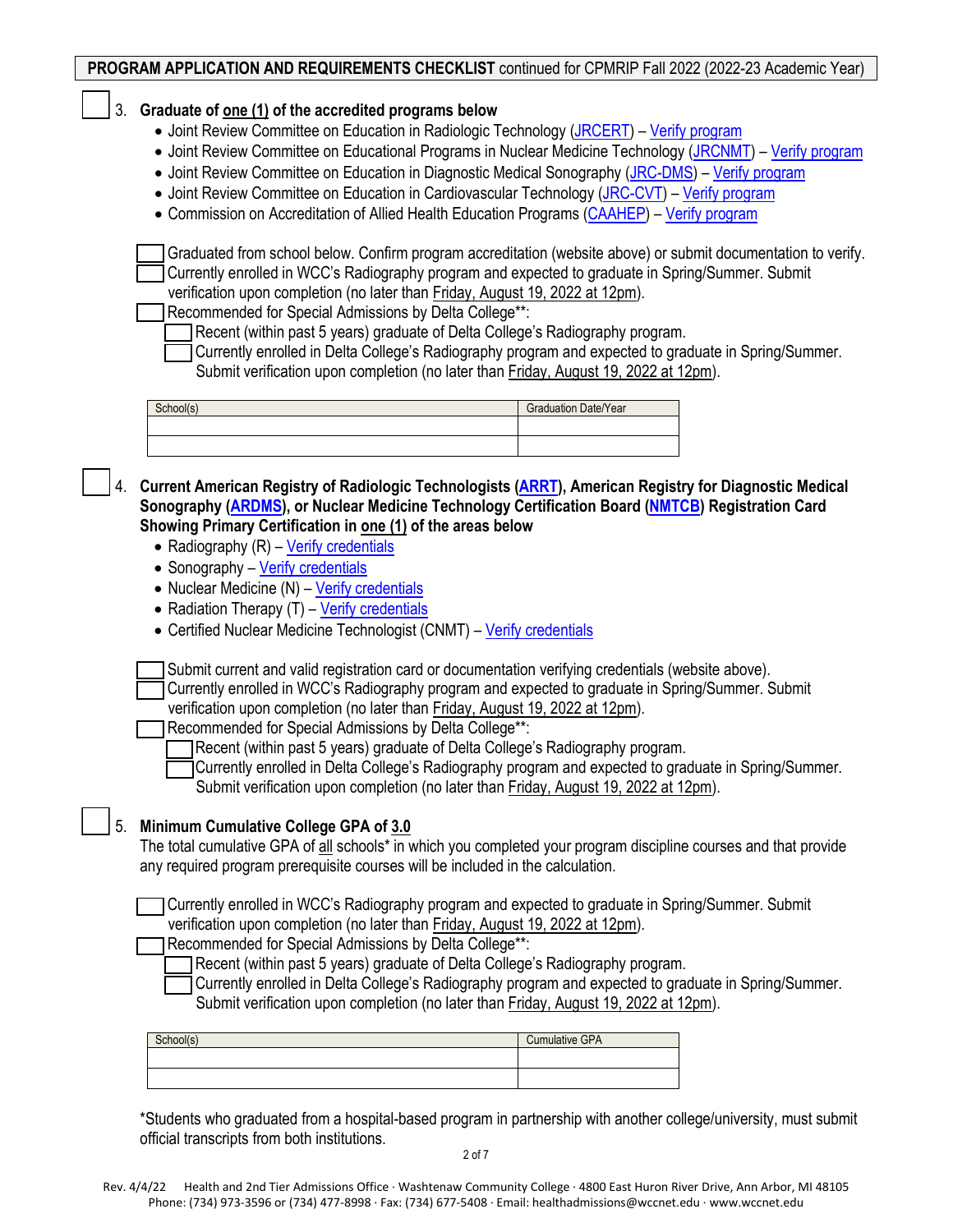**PROGRAM APPLICATION AND REQUIREMENTS CHECKLIST** continued for CPMRIP Fall 2022 (2022-23 Academic Year)

☐ 3. **Graduate of one (1) of the accredited programs below**

- Joint Review Committee on Education in Radiologic Technology (JRCERT) – Verify program
- Joint Review Committee on Educational Programs in Nuclear Medicine Technology (JRCNMT) – Verify program
- Joint Review Committee on Education in Diagnostic Medical Sonography (JRC-DMS) – Verify program
- Joint Review Committee on Education in Cardiovascular Technology (JRC-CVT) – Verify program
- Commission on Accreditation of Allied Health Education Programs (CAAHEP) – Verify program

☐ Graduated from school below. Confirm program accreditation (website above) or submit documentation to verify.
☐ Currently enrolled in WCC's Radiography program and expected to graduate in Spring/Summer. Submit verification upon completion (no later than Friday, August 19, 2022 at 12pm).
☐ Recommended for Special Admissions by Delta College**:
- ☐ Recent (within past 5 years) graduate of Delta College's Radiography program.
- ☐ Currently enrolled in Delta College's Radiography program and expected to graduate in Spring/Summer. Submit verification upon completion (no later than Friday, August 19, 2022 at 12pm).

| School(s) | Graduation Date/Year |
|---|---|
| | |
| | |

☐ 4. **Current American Registry of Radiologic Technologists (ARRT), American Registry for Diagnostic Medical Sonography (ARDMS), or Nuclear Medicine Technology Certification Board (NMTCB) Registration Card Showing Primary Certification in one (1) of the areas below**

- Radiography (R) – Verify credentials
- Sonography – Verify credentials
- Nuclear Medicine (N) – Verify credentials
- Radiation Therapy (T) – Verify credentials
- Certified Nuclear Medicine Technologist (CNMT) – Verify credentials

☐ Submit current and valid registration card or documentation verifying credentials (website above).
☐ Currently enrolled in WCC's Radiography program and expected to graduate in Spring/Summer. Submit verification upon completion (no later than Friday, August 19, 2022 at 12pm).
☐ Recommended for Special Admissions by Delta College**:
- ☐ Recent (within past 5 years) graduate of Delta College's Radiography program.
- ☐ Currently enrolled in Delta College's Radiography program and expected to graduate in Spring/Summer. Submit verification upon completion (no later than Friday, August 19, 2022 at 12pm).

☐ 5. **Minimum Cumulative College GPA of 3.0**

The total cumulative GPA of all schools* in which you completed your program discipline courses and that provide any required program prerequisite courses will be included in the calculation.

☐ Currently enrolled in WCC's Radiography program and expected to graduate in Spring/Summer. Submit verification upon completion (no later than Friday, August 19, 2022 at 12pm).
☐ Recommended for Special Admissions by Delta College**:
- ☐ Recent (within past 5 years) graduate of Delta College's Radiography program.
- ☐ Currently enrolled in Delta College's Radiography program and expected to graduate in Spring/Summer. Submit verification upon completion (no later than Friday, August 19, 2022 at 12pm).

| School(s) | Cumulative GPA |
|---|---|
| | |
| | |

*Students who graduated from a hospital-based program in partnership with another college/university, must submit official transcripts from both institutions.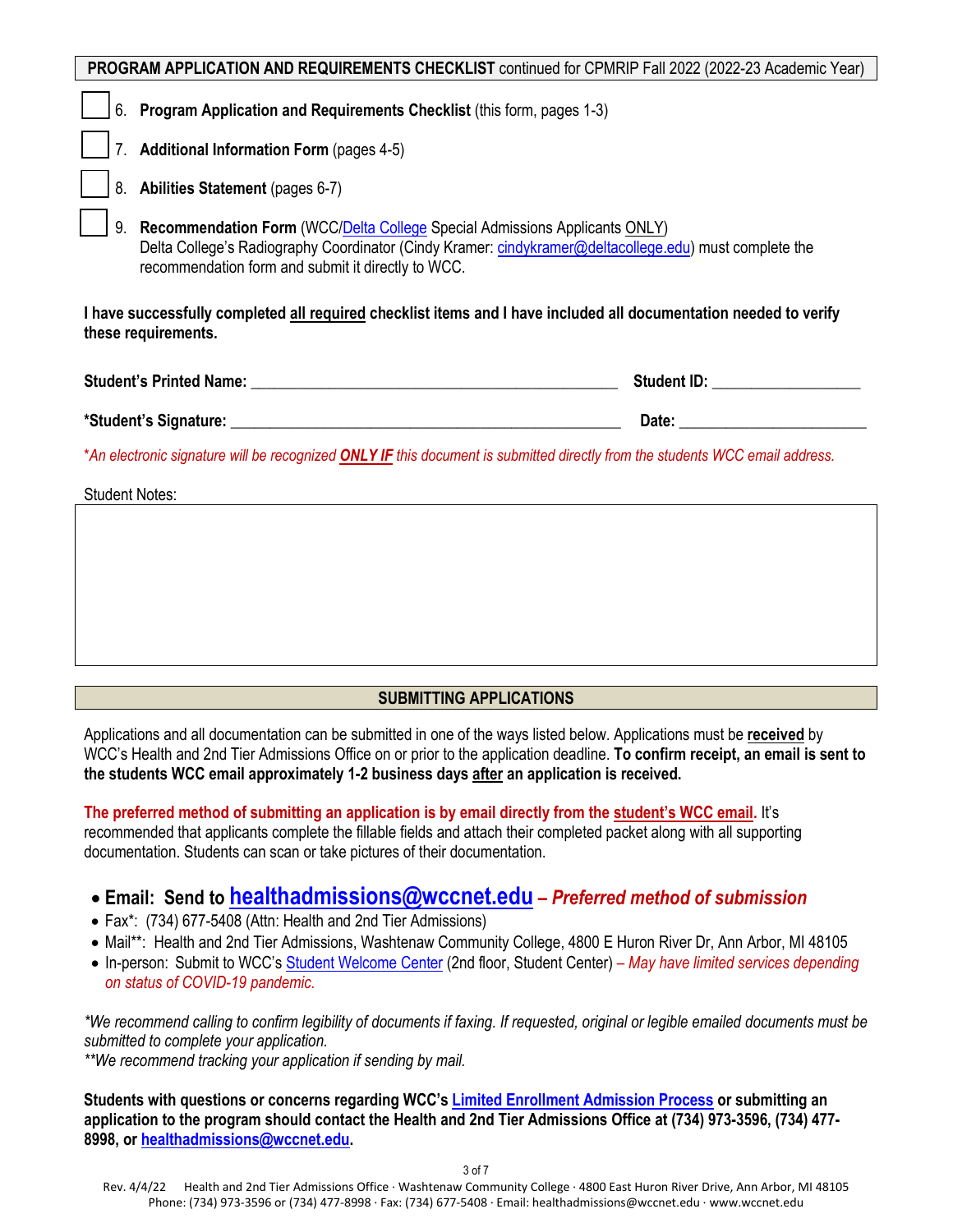**PROGRAM APPLICATION AND REQUIREMENTS CHECKLIST** continued for CPMRIP Fall 2022 (2022-23 Academic Year)

- [ ] 6. **Program Application and Requirements Checklist** (this form, pages 1-3)
- [ ] 7. **Additional Information Form** (pages 4-5)
- [ ] 8. **Abilities Statement** (pages 6-7)
- [ ] 9. **Recommendation Form** (WCC/Delta College Special Admissions Applicants ONLY)
  Delta College's Radiography Coordinator (Cindy Kramer: cindykramer@deltacollege.edu) must complete the recommendation form and submit it directly to WCC.

**I have successfully completed all required checklist items and I have included all documentation needed to verify these requirements.**

**Student's Printed Name:** ______________________________________________ **Student ID:** __________________

**\*Student's Signature:** ________________________________________________ **Date:** _______________________

*\*An electronic signature will be recognized* ***ONLY IF*** *this document is submitted directly from the students WCC email address.*

Student Notes:

| |
|---|
| |

## SUBMITTING APPLICATIONS

Applications and all documentation can be submitted in one of the ways listed below. Applications must be **received** by WCC's Health and 2nd Tier Admissions Office on or prior to the application deadline. **To confirm receipt, an email is sent to the students WCC email approximately 1-2 business days after an application is received.**

**The preferred method of submitting an application is by email directly from the student's WCC email.** It's recommended that applicants complete the fillable fields and attach their completed packet along with all supporting documentation. Students can scan or take pictures of their documentation.

- **Email: Send to healthadmissions@wccnet.edu** – ***Preferred method of submission***
- Fax\*: (734) 677-5408 (Attn: Health and 2nd Tier Admissions)
- Mail\*\*: Health and 2nd Tier Admissions, Washtenaw Community College, 4800 E Huron River Dr, Ann Arbor, MI 48105
- In-person: Submit to WCC's Student Welcome Center (2nd floor, Student Center) – *May have limited services depending on status of COVID-19 pandemic.*

*\*We recommend calling to confirm legibility of documents if faxing. If requested, original or legible emailed documents must be submitted to complete your application.*
*\*\*We recommend tracking your application if sending by mail.*

**Students with questions or concerns regarding WCC's Limited Enrollment Admission Process or submitting an application to the program should contact the Health and 2nd Tier Admissions Office at (734) 973-3596, (734) 477-8998, or healthadmissions@wccnet.edu.**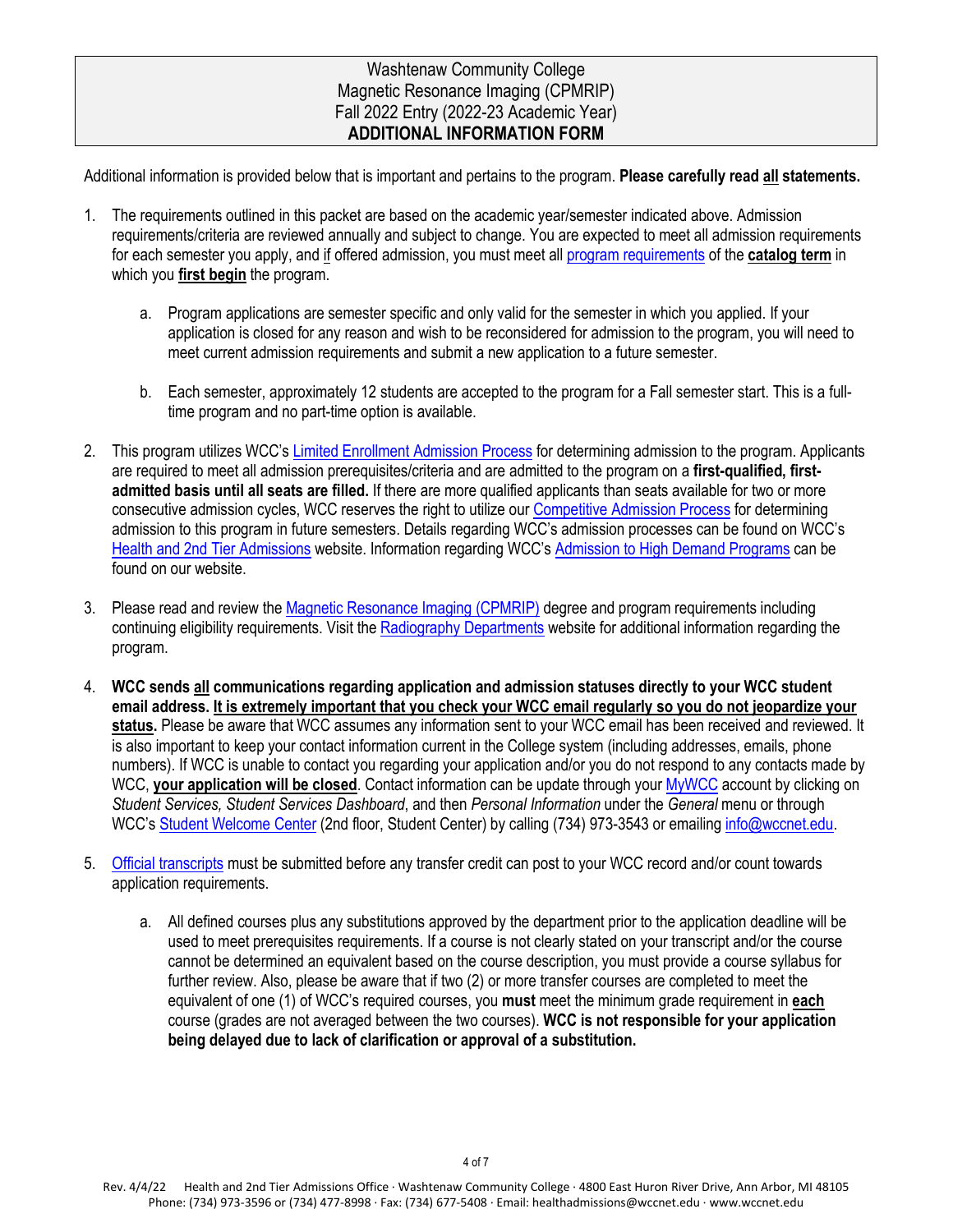# Washtenaw Community College
## Magnetic Resonance Imaging (CPMRIP)
## Fall 2022 Entry (2022-23 Academic Year)
## ADDITIONAL INFORMATION FORM

Additional information is provided below that is important and pertains to the program. **Please carefully read all statements.**

1. The requirements outlined in this packet are based on the academic year/semester indicated above. Admission requirements/criteria are reviewed annually and subject to change. You are expected to meet all admission requirements for each semester you apply, and if offered admission, you must meet all program requirements of the **catalog term** in which you **first begin** the program.

    a. Program applications are semester specific and only valid for the semester in which you applied. If your application is closed for any reason and wish to be reconsidered for admission to the program, you will need to meet current admission requirements and submit a new application to a future semester.

    b. Each semester, approximately 12 students are accepted to the program for a Fall semester start. This is a full-time program and no part-time option is available.

2. This program utilizes WCC's Limited Enrollment Admission Process for determining admission to the program. Applicants are required to meet all admission prerequisites/criteria and are admitted to the program on a **first-qualified, first-admitted basis until all seats are filled.** If there are more qualified applicants than seats available for two or more consecutive admission cycles, WCC reserves the right to utilize our Competitive Admission Process for determining admission to this program in future semesters. Details regarding WCC's admission processes can be found on WCC's Health and 2nd Tier Admissions website. Information regarding WCC's Admission to High Demand Programs can be found on our website.

3. Please read and review the Magnetic Resonance Imaging (CPMRIP) degree and program requirements including continuing eligibility requirements. Visit the Radiography Departments website for additional information regarding the program.

4. **WCC sends all communications regarding application and admission statuses directly to your WCC student email address. It is extremely important that you check your WCC email regularly so you do not jeopardize your status.** Please be aware that WCC assumes any information sent to your WCC email has been received and reviewed. It is also important to keep your contact information current in the College system (including addresses, emails, phone numbers). If WCC is unable to contact you regarding your application and/or you do not respond to any contacts made by WCC, **your application will be closed**. Contact information can be update through your MyWCC account by clicking on *Student Services, Student Services Dashboard*, and then *Personal Information* under the *General* menu or through WCC's Student Welcome Center (2nd floor, Student Center) by calling (734) 973-3543 or emailing info@wccnet.edu.

5. Official transcripts must be submitted before any transfer credit can post to your WCC record and/or count towards application requirements.

    a. All defined courses plus any substitutions approved by the department prior to the application deadline will be used to meet prerequisites requirements. If a course is not clearly stated on your transcript and/or the course cannot be determined an equivalent based on the course description, you must provide a course syllabus for further review. Also, please be aware that if two (2) or more transfer courses are completed to meet the equivalent of one (1) of WCC's required courses, you **must** meet the minimum grade requirement in **each** course (grades are not averaged between the two courses). **WCC is not responsible for your application being delayed due to lack of clarification or approval of a substitution.**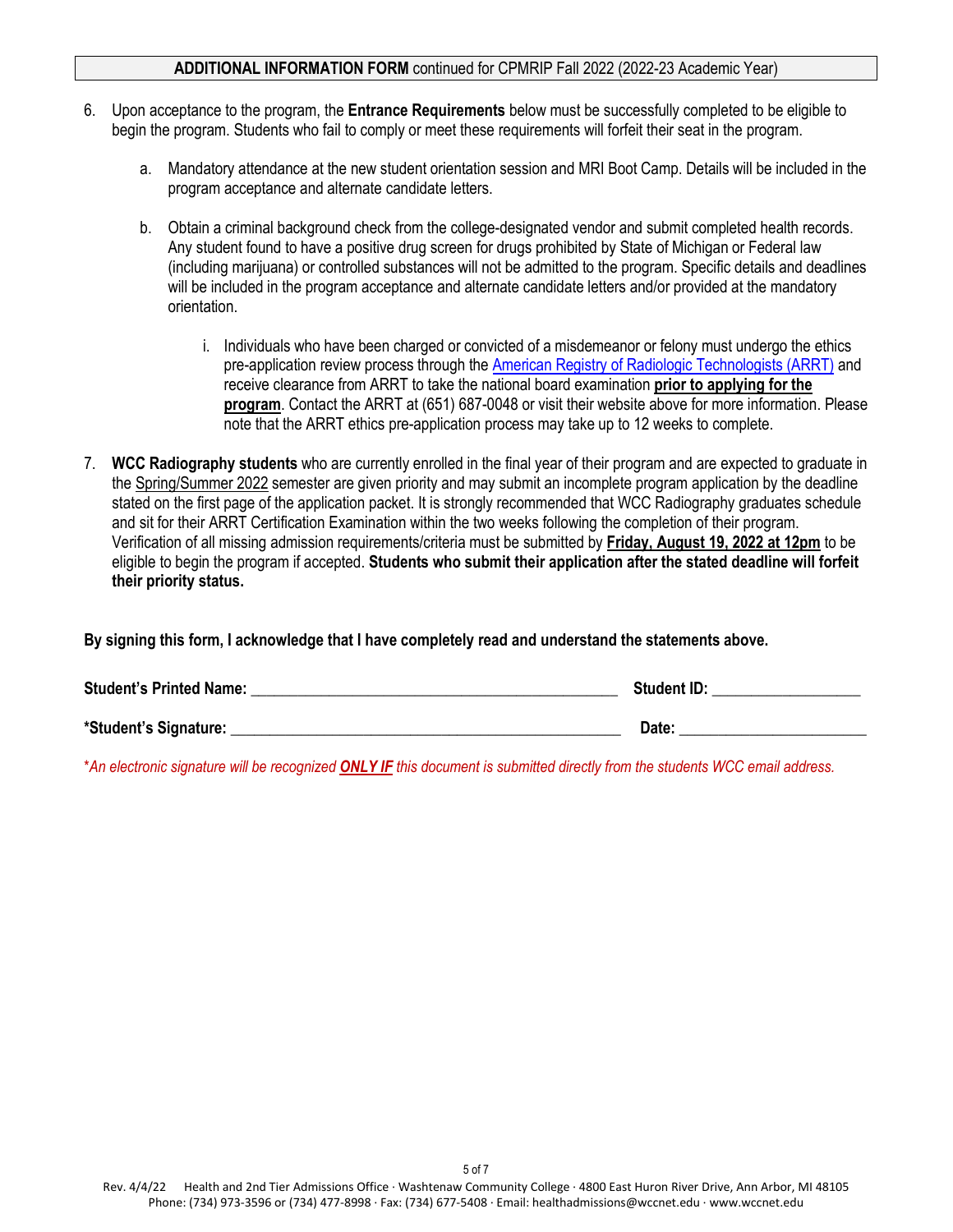**ADDITIONAL INFORMATION FORM** continued for CPMRIP Fall 2022 (2022-23 Academic Year)

6. Upon acceptance to the program, the **Entrance Requirements** below must be successfully completed to be eligible to begin the program. Students who fail to comply or meet these requirements will forfeit their seat in the program.

   a. Mandatory attendance at the new student orientation session and MRI Boot Camp. Details will be included in the program acceptance and alternate candidate letters.

   b. Obtain a criminal background check from the college-designated vendor and submit completed health records. Any student found to have a positive drug screen for drugs prohibited by State of Michigan or Federal law (including marijuana) or controlled substances will not be admitted to the program. Specific details and deadlines will be included in the program acceptance and alternate candidate letters and/or provided at the mandatory orientation.

      i. Individuals who have been charged or convicted of a misdemeanor or felony must undergo the ethics pre-application review process through the American Registry of Radiologic Technologists (ARRT) and receive clearance from ARRT to take the national board examination **prior to applying for the program**. Contact the ARRT at (651) 687-0048 or visit their website above for more information. Please note that the ARRT ethics pre-application process may take up to 12 weeks to complete.

7. **WCC Radiography students** who are currently enrolled in the final year of their program and are expected to graduate in the Spring/Summer 2022 semester are given priority and may submit an incomplete program application by the deadline stated on the first page of the application packet. It is strongly recommended that WCC Radiography graduates schedule and sit for their ARRT Certification Examination within the two weeks following the completion of their program. Verification of all missing admission requirements/criteria must be submitted by **Friday, August 19, 2022 at 12pm** to be eligible to begin the program if accepted. **Students who submit their application after the stated deadline will forfeit their priority status.**

**By signing this form, I acknowledge that I have completely read and understand the statements above.**

**Student's Printed Name:** _______________________________________________ **Student ID:** ___________________

***Student's Signature:** __________________________________________________ **Date:** _______________________

**An electronic signature will be recognized **ONLY IF** this document is submitted directly from the students WCC email address.*

Rev. 4/4/22 Health and 2nd Tier Admissions Office · Washtenaw Community College · 4800 East Huron River Drive, Ann Arbor, MI 48105
Phone: (734) 973-3596 or (734) 477-8998 · Fax: (734) 677-5408 · Email: healthadmissions@wccnet.edu · www.wccnet.edu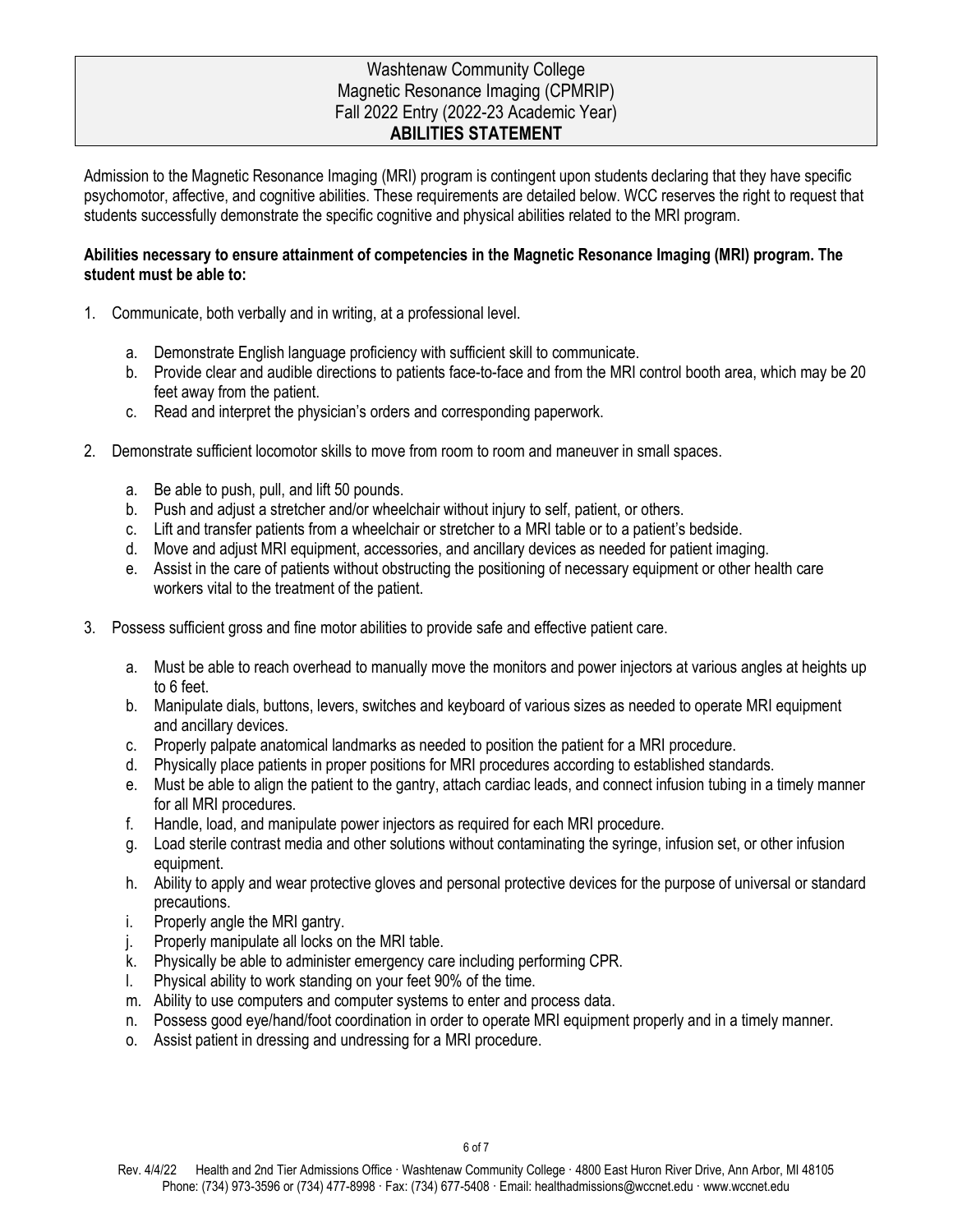Washtenaw Community College
Magnetic Resonance Imaging (CPMRIP)
Fall 2022 Entry (2022-23 Academic Year)

# ABILITIES STATEMENT

Admission to the Magnetic Resonance Imaging (MRI) program is contingent upon students declaring that they have specific psychomotor, affective, and cognitive abilities. These requirements are detailed below. WCC reserves the right to request that students successfully demonstrate the specific cognitive and physical abilities related to the MRI program.

**Abilities necessary to ensure attainment of competencies in the Magnetic Resonance Imaging (MRI) program. The student must be able to:**

1. Communicate, both verbally and in writing, at a professional level.
   a. Demonstrate English language proficiency with sufficient skill to communicate.
   b. Provide clear and audible directions to patients face-to-face and from the MRI control booth area, which may be 20 feet away from the patient.
   c. Read and interpret the physician's orders and corresponding paperwork.

2. Demonstrate sufficient locomotor skills to move from room to room and maneuver in small spaces.
   a. Be able to push, pull, and lift 50 pounds.
   b. Push and adjust a stretcher and/or wheelchair without injury to self, patient, or others.
   c. Lift and transfer patients from a wheelchair or stretcher to a MRI table or to a patient's bedside.
   d. Move and adjust MRI equipment, accessories, and ancillary devices as needed for patient imaging.
   e. Assist in the care of patients without obstructing the positioning of necessary equipment or other health care workers vital to the treatment of the patient.

3. Possess sufficient gross and fine motor abilities to provide safe and effective patient care.
   a. Must be able to reach overhead to manually move the monitors and power injectors at various angles at heights up to 6 feet.
   b. Manipulate dials, buttons, levers, switches and keyboard of various sizes as needed to operate MRI equipment and ancillary devices.
   c. Properly palpate anatomical landmarks as needed to position the patient for a MRI procedure.
   d. Physically place patients in proper positions for MRI procedures according to established standards.
   e. Must be able to align the patient to the gantry, attach cardiac leads, and connect infusion tubing in a timely manner for all MRI procedures.
   f. Handle, load, and manipulate power injectors as required for each MRI procedure.
   g. Load sterile contrast media and other solutions without contaminating the syringe, infusion set, or other infusion equipment.
   h. Ability to apply and wear protective gloves and personal protective devices for the purpose of universal or standard precautions.
   i. Properly angle the MRI gantry.
   j. Properly manipulate all locks on the MRI table.
   k. Physically be able to administer emergency care including performing CPR.
   l. Physical ability to work standing on your feet 90% of the time.
   m. Ability to use computers and computer systems to enter and process data.
   n. Possess good eye/hand/foot coordination in order to operate MRI equipment properly and in a timely manner.
   o. Assist patient in dressing and undressing for a MRI procedure.

Rev. 4/4/22 Health and 2nd Tier Admissions Office · Washtenaw Community College · 4800 East Huron River Drive, Ann Arbor, MI 48105
Phone: (734) 973-3596 or (734) 477-8998 · Fax: (734) 677-5408 · Email: healthadmissions@wccnet.edu · www.wccnet.edu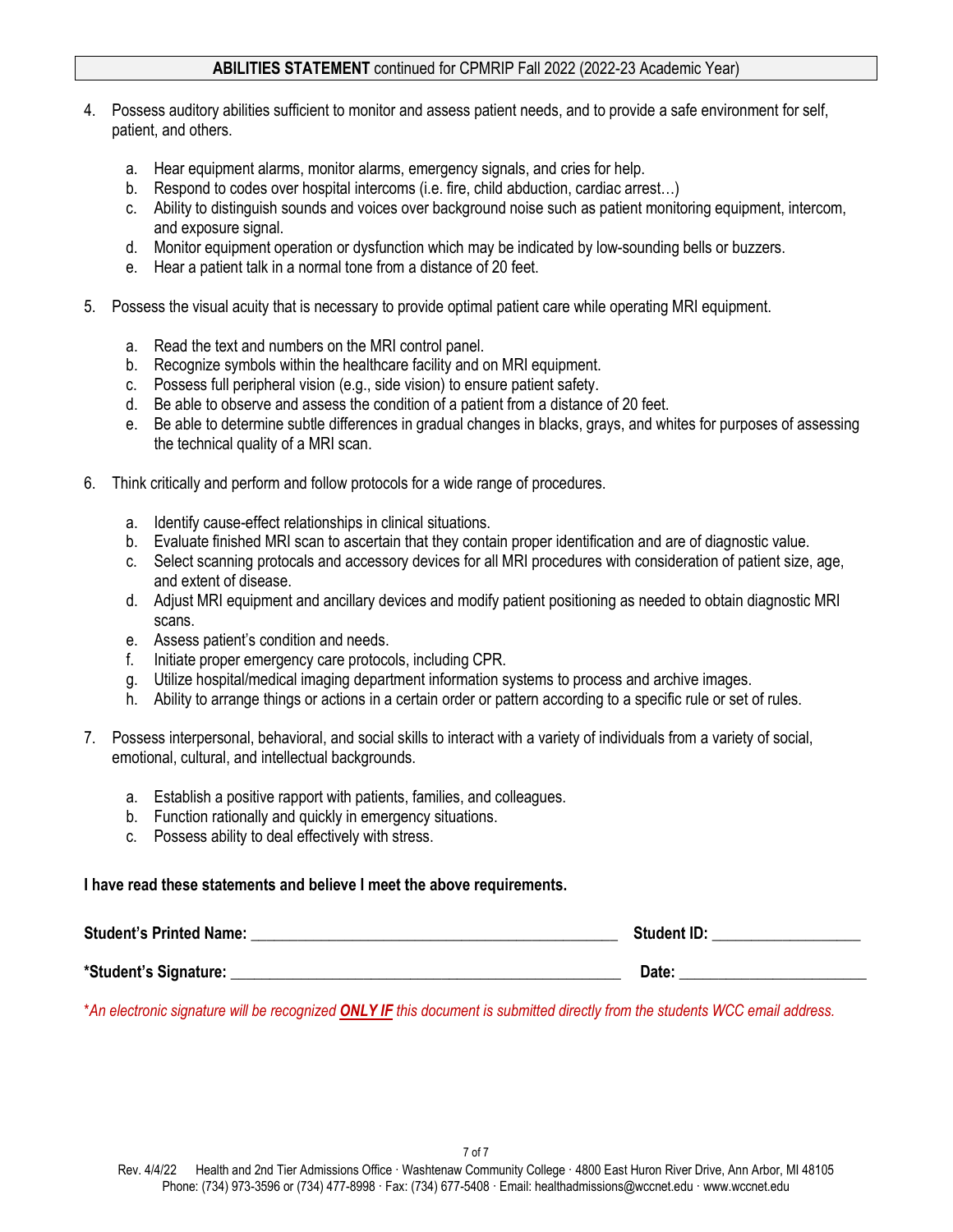**ABILITIES STATEMENT** continued for CPMRIP Fall 2022 (2022-23 Academic Year)

4. Possess auditory abilities sufficient to monitor and assess patient needs, and to provide a safe environment for self, patient, and others.

   a. Hear equipment alarms, monitor alarms, emergency signals, and cries for help.
   b. Respond to codes over hospital intercoms (i.e. fire, child abduction, cardiac arrest…)
   c. Ability to distinguish sounds and voices over background noise such as patient monitoring equipment, intercom, and exposure signal.
   d. Monitor equipment operation or dysfunction which may be indicated by low-sounding bells or buzzers.
   e. Hear a patient talk in a normal tone from a distance of 20 feet.

5. Possess the visual acuity that is necessary to provide optimal patient care while operating MRI equipment.

   a. Read the text and numbers on the MRI control panel.
   b. Recognize symbols within the healthcare facility and on MRI equipment.
   c. Possess full peripheral vision (e.g., side vision) to ensure patient safety.
   d. Be able to observe and assess the condition of a patient from a distance of 20 feet.
   e. Be able to determine subtle differences in gradual changes in blacks, grays, and whites for purposes of assessing the technical quality of a MRI scan.

6. Think critically and perform and follow protocols for a wide range of procedures.

   a. Identify cause-effect relationships in clinical situations.
   b. Evaluate finished MRI scan to ascertain that they contain proper identification and are of diagnostic value.
   c. Select scanning protocals and accessory devices for all MRI procedures with consideration of patient size, age, and extent of disease.
   d. Adjust MRI equipment and ancillary devices and modify patient positioning as needed to obtain diagnostic MRI scans.
   e. Assess patient's condition and needs.
   f. Initiate proper emergency care protocols, including CPR.
   g. Utilize hospital/medical imaging department information systems to process and archive images.
   h. Ability to arrange things or actions in a certain order or pattern according to a specific rule or set of rules.

7. Possess interpersonal, behavioral, and social skills to interact with a variety of individuals from a variety of social, emotional, cultural, and intellectual backgrounds.

   a. Establish a positive rapport with patients, families, and colleagues.
   b. Function rationally and quickly in emergency situations.
   c. Possess ability to deal effectively with stress.

**I have read these statements and believe I meet the above requirements.**

**Student's Printed Name:** ______________________________________________ **Student ID:** __________________

***Student's Signature:** __________________________________________________ **Date:** _______________________

*\*An electronic signature will be recognized **ONLY IF** this document is submitted directly from the students WCC email address.*

Rev. 4/4/22 Health and 2nd Tier Admissions Office · Washtenaw Community College · 4800 East Huron River Drive, Ann Arbor, MI 48105
Phone: (734) 973-3596 or (734) 477-8998 · Fax: (734) 677-5408 · Email: healthadmissions@wccnet.edu · www.wccnet.edu